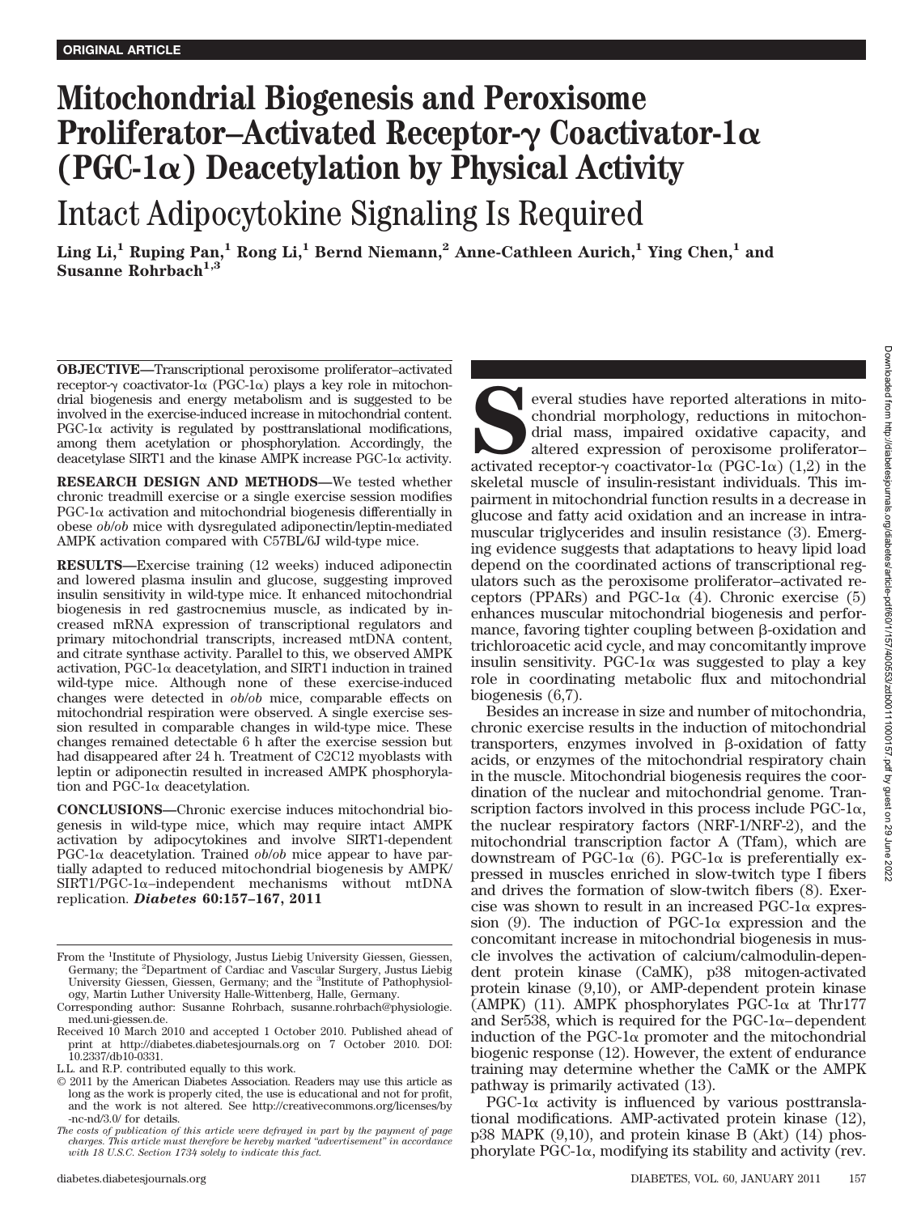ORIGINAL ARTICLE

# Mitochondrial Biogenesis and Peroxisome Proliferator–Activated Receptor-γ Coactivator-1α (PGC-1α) Deacetylation by Physical Activity

## Intact Adipocytokine Signaling Is Required

**Ling Li,[1] Ruping Pan,[1] Rong Li,[1] Bernd Niemann,[2] Anne-Cathleen Aurich,[1] Ying Chen,[1] and Susanne Rohrbach[1,3]**

**OBJECTIVE—**Transcriptional peroxisome proliferator–activated receptor-γ coactivator-1α (PGC-1α) plays a key role in mitochondrial biogenesis and energy metabolism and is suggested to be involved in the exercise-induced increase in mitochondrial content. PGC-1α activity is regulated by posttranslational modifications, among them acetylation or phosphorylation. Accordingly, the deacetylase SIRT1 and the kinase AMPK increase PGC-1α activity.

**RESEARCH DESIGN AND METHODS—**We tested whether chronic treadmill exercise or a single exercise session modifies PGC-1α activation and mitochondrial biogenesis differentially in obese *ob/ob* mice with dysregulated adiponectin/leptin-mediated AMPK activation compared with C57BL/6J wild-type mice.

**RESULTS—**Exercise training (12 weeks) induced adiponectin and lowered plasma insulin and glucose, suggesting improved insulin sensitivity in wild-type mice. It enhanced mitochondrial biogenesis in red gastrocnemius muscle, as indicated by increased mRNA expression of transcriptional regulators and primary mitochondrial transcripts, increased mtDNA content, and citrate synthase activity. Parallel to this, we observed AMPK activation, PGC-1α deacetylation, and SIRT1 induction in trained wild-type mice. Although none of these exercise-induced changes were detected in *ob/ob* mice, comparable effects on mitochondrial respiration were observed. A single exercise session resulted in comparable changes in wild-type mice. These changes remained detectable 6 h after the exercise session but had disappeared after 24 h. Treatment of C2C12 myoblasts with leptin or adiponectin resulted in increased AMPK phosphorylation and PGC-1α deacetylation.

**CONCLUSIONS—**Chronic exercise induces mitochondrial biogenesis in wild-type mice, which may require intact AMPK activation by adipocytokines and involve SIRT1-dependent PGC-1α deacetylation. Trained *ob/ob* mice appear to have partially adapted to reduced mitochondrial biogenesis by AMPK/SIRT1/PGC-1α–independent mechanisms without mtDNA replication. ***Diabetes* 60:157–167, 2011**

Several studies have reported alterations in mitochondrial morphology, reductions in mitochondrial mass, impaired oxidative capacity, and altered expression of peroxisome proliferator–activated receptor-γ coactivator-1α (PGC-1α) (1,2) in the skeletal muscle of insulin-resistant individuals. This impairment in mitochondrial function results in a decrease in glucose and fatty acid oxidation and an increase in intramuscular triglycerides and insulin resistance (3). Emerging evidence suggests that adaptations to heavy lipid load depend on the coordinated actions of transcriptional regulators such as the peroxisome proliferator–activated receptors (PPARs) and PGC-1α (4). Chronic exercise (5) enhances muscular mitochondrial biogenesis and performance, favoring tighter coupling between β-oxidation and trichloroacetic acid cycle, and may concomitantly improve insulin sensitivity. PGC-1α was suggested to play a key role in coordinating metabolic flux and mitochondrial biogenesis (6,7).

Besides an increase in size and number of mitochondria, chronic exercise results in the induction of mitochondrial transporters, enzymes involved in β-oxidation of fatty acids, or enzymes of the mitochondrial respiratory chain in the muscle. Mitochondrial biogenesis requires the coordination of the nuclear and mitochondrial genome. Transcription factors involved in this process include PGC-1α, the nuclear respiratory factors (NRF-1/NRF-2), and the mitochondrial transcription factor A (Tfam), which are downstream of PGC-1α (6). PGC-1α is preferentially expressed in muscles enriched in slow-twitch type I fibers and drives the formation of slow-twitch fibers (8). Exercise was shown to result in an increased PGC-1α expression (9). The induction of PGC-1α expression and the concomitant increase in mitochondrial biogenesis in muscle involves the activation of calcium/calmodulin-dependent protein kinase (CaMK), p38 mitogen-activated protein kinase (9,10), or AMP-dependent protein kinase (AMPK) (11). AMPK phosphorylates PGC-1α at Thr177 and Ser538, which is required for the PGC-1α–dependent induction of the PGC-1α promoter and the mitochondrial biogenic response (12). However, the extent of endurance training may determine whether the CaMK or the AMPK pathway is primarily activated (13).

PGC-1α activity is influenced by various posttranslational modifications. AMP-activated protein kinase (12), p38 MAPK (9,10), and protein kinase B (Akt) (14) phosphorylate PGC-1α, modifying its stability and activity (rev.

From the [1]Institute of Physiology, Justus Liebig University Giessen, Giessen, Germany; the [2]Department of Cardiac and Vascular Surgery, Justus Liebig University Giessen, Giessen, Germany; and the [3]Institute of Pathophysiology, Martin Luther University Halle-Wittenberg, Halle, Germany.

Corresponding author: Susanne Rohrbach, susanne.rohrbach@physiologie.med.uni-giessen.de.

Received 10 March 2010 and accepted 1 October 2010. Published ahead of print at http://diabetes.diabetesjournals.org on 7 October 2010. DOI: 10.2337/db10-0331.

L.L. and R.P. contributed equally to this work.

© 2011 by the American Diabetes Association. Readers may use this article as long as the work is properly cited, the use is educational and not for profit, and the work is not altered. See http://creativecommons.org/licenses/by-nc-nd/3.0/ for details.

*The costs of publication of this article were defrayed in part by the payment of page charges. This article must therefore be hereby marked "advertisement" in accordance with 18 U.S.C. Section 1734 solely to indicate this fact.*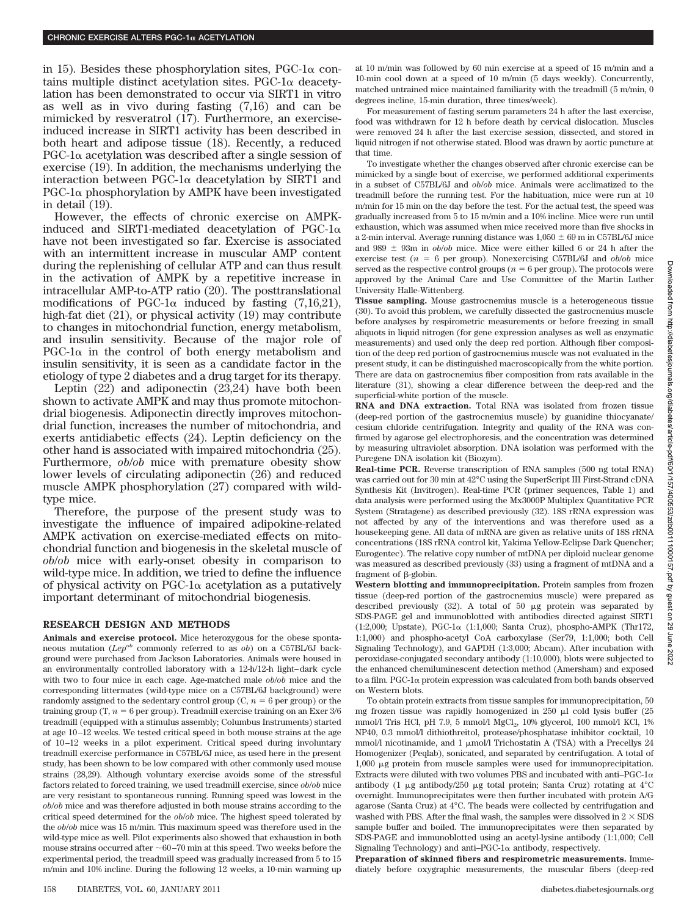in 15). Besides these phosphorylation sites, PGC-1α contains multiple distinct acetylation sites. PGC-1α deacetylation has been demonstrated to occur via SIRT1 in vitro as well as in vivo during fasting (7,16) and can be mimicked by resveratrol (17). Furthermore, an exercise-induced increase in SIRT1 activity has been described in both heart and adipose tissue (18). Recently, a reduced PGC-1α acetylation was described after a single session of exercise (19). In addition, the mechanisms underlying the interaction between PGC-1α deacetylation by SIRT1 and PGC-1α phosphorylation by AMPK have been investigated in detail (19).

However, the effects of chronic exercise on AMPK-induced and SIRT1-mediated deacetylation of PGC-1α have not been investigated so far. Exercise is associated with an intermittent increase in muscular AMP content during the replenishing of cellular ATP and can thus result in the activation of AMPK by a repetitive increase in intracellular AMP-to-ATP ratio (20). The posttranslational modifications of PGC-1α induced by fasting (7,16,21), high-fat diet (21), or physical activity (19) may contribute to changes in mitochondrial function, energy metabolism, and insulin sensitivity. Because of the major role of PGC-1α in the control of both energy metabolism and insulin sensitivity, it is seen as a candidate factor in the etiology of type 2 diabetes and a drug target for its therapy.

Leptin (22) and adiponectin (23,24) have both been shown to activate AMPK and may thus promote mitochondrial biogenesis. Adiponectin directly improves mitochondrial function, increases the number of mitochondria, and exerts antidiabetic effects (24). Leptin deficiency on the other hand is associated with impaired mitochondria (25). Furthermore, *ob/ob* mice with premature obesity show lower levels of circulating adiponectin (26) and reduced muscle AMPK phosphorylation (27) compared with wild-type mice.

Therefore, the purpose of the present study was to investigate the influence of impaired adipokine-related AMPK activation on exercise-mediated effects on mitochondrial function and biogenesis in the skeletal muscle of *ob/ob* mice with early-onset obesity in comparison to wild-type mice. In addition, we tried to define the influence of physical activity on PGC-1α acetylation as a putatively important determinant of mitochondrial biogenesis.

## RESEARCH DESIGN AND METHODS

**Animals and exercise protocol.** Mice heterozygous for the obese spontaneous mutation ($Lep^{ob}$ commonly referred to as *ob*) on a C57BL/6J background were purchased from Jackson Laboratories. Animals were housed in an environmentally controlled laboratory with a 12-h/12-h light–dark cycle with two to four mice in each cage. Age-matched male *ob/ob* mice and the corresponding littermates (wild-type mice on a C57BL/6J background) were randomly assigned to the sedentary control group (C, $n = 6$ per group) or the training group (T, $n = 6$ per group). Treadmill exercise training on an Exer 3/6 treadmill (equipped with a stimulus assembly; Columbus Instruments) started at age 10–12 weeks. We tested critical speed in both mouse strains at the age of 10–12 weeks in a pilot experiment. Critical speed during involuntary treadmill exercise performance in C57BL/6J mice, as used here in the present study, has been shown to be low compared with other commonly used mouse strains (28,29). Although voluntary exercise avoids some of the stressful factors related to forced training, we used treadmill exercise, since *ob/ob* mice are very resistant to spontaneous running. Running speed was lowest in the *ob/ob* mice and was therefore adjusted in both mouse strains according to the critical speed determined for the *ob/ob* mice. The highest speed tolerated by the *ob/ob* mice was 15 m/min. This maximum speed was therefore used in the wild-type mice as well. Pilot experiments also showed that exhaustion in both mouse strains occurred after ~60–70 min at this speed. Two weeks before the experimental period, the treadmill speed was gradually increased from 5 to 15 m/min and 10% incline. During the following 12 weeks, a 10-min warming up at 10 m/min was followed by 60 min exercise at a speed of 15 m/min and a 10-min cool down at a speed of 10 m/min (5 days weekly). Concurrently, matched untrained mice maintained familiarity with the treadmill (5 m/min, 0 degrees incline, 15-min duration, three times/week).

For measurement of fasting serum parameters 24 h after the last exercise, food was withdrawn for 12 h before death by cervical dislocation. Muscles were removed 24 h after the last exercise session, dissected, and stored in liquid nitrogen if not otherwise stated. Blood was drawn by aortic puncture at that time.

To investigate whether the changes observed after chronic exercise can be mimicked by a single bout of exercise, we performed additional experiments in a subset of C57BL/6J and *ob/ob* mice. Animals were acclimatized to the treadmill before the running test. For the habituation, mice were run at 10 m/min for 15 min on the day before the test. For the actual test, the speed was gradually increased from 5 to 15 m/min and a 10% incline. Mice were run until exhaustion, which was assumed when mice received more than five shocks in a 2-min interval. Average running distance was $1{,}050 \pm 69$ m in C57BL/6J mice and $989 \pm 93$m in *ob/ob* mice. Mice were either killed 6 or 24 h after the exercise test ($n = 6$ per group). Nonexercising C57BL/6J and *ob/ob* mice served as the respective control groups ($n = 6$ per group). The protocols were approved by the Animal Care and Use Committee of the Martin Luther University Halle-Wittenberg.

**Tissue sampling.** Mouse gastrocnemius muscle is a heterogeneous tissue (30). To avoid this problem, we carefully dissected the gastrocnemius muscle before analyses by respirometric measurements or before freezing in small aliquots in liquid nitrogen (for gene expression analyses as well as enzymatic measurements) and used only the deep red portion. Although fiber composition of the deep red portion of gastrocnemius muscle was not evaluated in the present study, it can be distinguished macroscopically from the white portion. There are data on gastrocnemius fiber composition from rats available in the literature (31), showing a clear difference between the deep-red and the superficial-white portion of the muscle.

**RNA and DNA extraction.** Total RNA was isolated from frozen tissue (deep-red portion of the gastrocnemius muscle) by guanidine thiocyanate/cesium chloride centrifugation. Integrity and quality of the RNA was confirmed by agarose gel electrophoresis, and the concentration was determined by measuring ultraviolet absorption. DNA isolation was performed with the Puregene DNA isolation kit (Biozym).

**Real-time PCR.** Reverse transcription of RNA samples (500 ng total RNA) was carried out for 30 min at 42°C using the SuperScript III First-Strand cDNA Synthesis Kit (Invitrogen). Real-time PCR (primer sequences, Table 1) and data analysis were performed using the Mx3000P Multiplex Quantitative PCR System (Stratagene) as described previously (32). 18S rRNA expression was not affected by any of the interventions and was therefore used as a housekeeping gene. All data of mRNA are given as relative units of 18S rRNA concentrations (18S rRNA control kit, Yakima Yellow-Eclipse Dark Quencher; Eurogentec). The relative copy number of mtDNA per diploid nuclear genome was measured as described previously (33) using a fragment of mtDNA and a fragment of β-globin.

**Western blotting and immunoprecipitation.** Protein samples from frozen tissue (deep-red portion of the gastrocnemius muscle) were prepared as described previously (32). A total of 50 μg protein was separated by SDS-PAGE gel and immunoblotted with antibodies directed against SIRT1 (1:2,000; Upstate), PGC-1α (1:1,000; Santa Cruz), phospho-AMPK (Thr172, 1:1,000) and phospho-acetyl CoA carboxylase (Ser79, 1:1,000; both Cell Signaling Technology), and GAPDH (1:3,000; Abcam). After incubation with peroxidase-conjugated secondary antibody (1:10,000), blots were subjected to the enhanced chemiluminescent detection method (Amersham) and exposed to a film. PGC-1α protein expression was calculated from both bands observed on Western blots.

To obtain protein extracts from tissue samples for immunoprecipitation, 50 mg frozen tissue was rapidly homogenized in 250 μl cold lysis buffer (25 mmol/l Tris HCl, pH 7.9, 5 mmol/l $MgCl_2$, 10% glycerol, 100 mmol/l KCl, 1% NP40, 0.3 mmol/l dithiothreitol, protease/phosphatase inhibitor cocktail, 10 mmol/l nicotinamide, and 1 μmol/l Trichostatin A (TSA) with a Precellys 24 Homogenizer (Peqlab), sonicated, and separated by centrifugation. A total of 1,000 μg protein from muscle samples were used for immunoprecipitation. Extracts were diluted with two volumes PBS and incubated with anti–PGC-1α antibody (1 μg antibody/250 μg total protein; Santa Cruz) rotating at 4°C overnight. Immunoprecipitates were then further incubated with protein A/G agarose (Santa Cruz) at 4°C. The beads were collected by centrifugation and washed with PBS. After the final wash, the samples were dissolved in 2 × SDS sample buffer and boiled. The immunoprecipitates were then separated by SDS-PAGE and immunoblotted using an acetyl-lysine antibody (1:1,000; Cell Signaling Technology) and anti–PGC-1α antibody, respectively.

**Preparation of skinned fibers and respirometric measurements.** Immediately before oxygraphic measurements, the muscular fibers (deep-red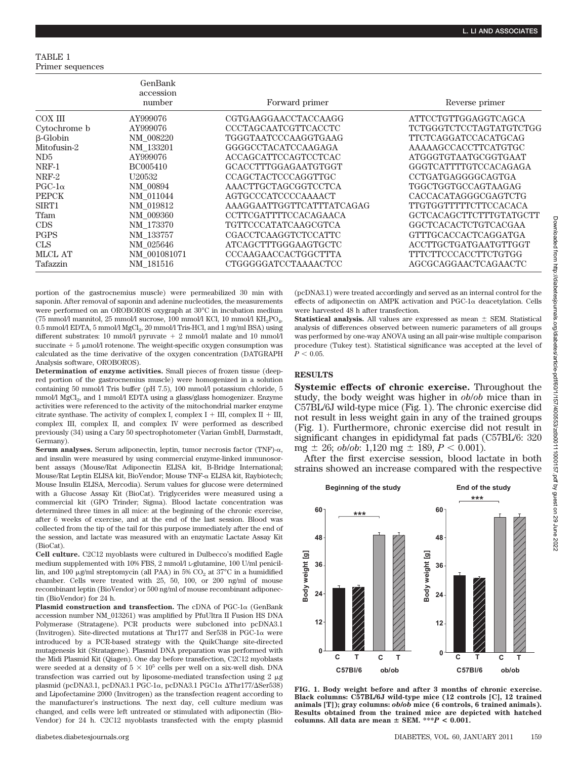TABLE 1
Primer sequences

|  | GenBank accession number | Forward primer | Reverse primer |
|---|---|---|---|
| COX III | AY999076 | CGTGAAGGAACCTACCAAGG | ATTCCTGTTGGAGGTCAGCA |
| Cytochrome b | AY999076 | CCCTAGCAATCGTTCACCTC | TCTGGGTCTCCTAGTATGTCTGG |
| β-Globin | NM_008220 | TGGGTAATCCCAAGGTGAAG | TTCTCAGGATCCACATGCAG |
| Mitofusin-2 | NM_133201 | GGGGCCTACATCCAAGAGA | AAAAAGCCACCTTCATGTGC |
| ND5 | AY999076 | ACCAGCATTCCAGTCCTCAC | ATGGGTGTAATGCGGTGAAT |
| NRF-1 | BC005410 | GCACCTTTGGAGAATGTGGT | GGGTCATTTTGTCCACAGAGA |
| NRF-2 | U20532 | CCAGCTACTCCCAGGTTGC | CCTGATGAGGGGCAGTGA |
| PGC-1α | NM_00894 | AAACTTGCTAGCGGTCCTCA | TGGCTGGTGCCAGTAAGAG |
| PEPCK | NM_011044 | AGTGCCCATCCCCAAAACT | CACCACATAGGGCGAGTCTG |
| SIRT1 | NM_019812 | AAAGGAATTGGTTCATTTATCAGAG | TTGTGGTTTTTCTTCCACACA |
| Tfam | NM_009360 | CCTTCGATTTTCCACAGAACA | GCTCACAGCTTCTTTGTATGCTT |
| CDS | NM_173370 | TGTTCCCATATCAAGCGTCA | GGCTCACACTCTGTCACGAA |
| PGPS | NM_133757 | CGACCTCAAGGTCTCCATTC | GTTTGCACCACTCAGGATGA |
| CLS | NM_025646 | ATCAGCTTTGGGAAGTGCTC | ACCTTGCTGATGAATGTTGGT |
| MLCL AT | NM_001081071 | CCCAAGAACCACTGGCTTTA | TTTCTTCCCACCTTCTGTGG |
| Tafazzin | NM_181516 | CTGGGGGATCCTAAAACTCC | AGCGCAGGAACTCAGAACTC |

portion of the gastrocnemius muscle) were permeabilized 30 min with saponin. After removal of saponin and adenine nucleotides, the measurements were performed on an OROBOROS oxygraph at 30°C in incubation medium (75 mmol/l mannitol, 25 mmol/l sucrose, 100 mmol/l KCl, 10 mmol/l $KH_2PO_4$, 0.5 mmol/l EDTA, 5 mmol/l $MgCl_2$, 20 mmol/l Tris-HCl, and 1 mg/ml BSA) using different substrates: 10 mmol/l pyruvate + 2 mmol/l malate and 10 mmol/l succinate + 5 μmol/l rotenone. The weight-specific oxygen consumption was calculated as the time derivative of the oxygen concentration (DATGRAPH Analysis software, OROBOROS).

**Determination of enzyme activities.** Small pieces of frozen tissue (deepred portion of the gastrocnemius muscle) were homogenized in a solution containing 50 mmol/l Tris buffer (pH 7.5), 100 mmol/l potassium chloride, 5 mmol/l $MgCl_2$, and 1 mmol/l EDTA using a glass/glass homogenizer. Enzyme activities were referenced to the activity of the mitochondrial marker enzyme citrate synthase. The activity of complex I, complex I + III, complex II + III, complex III, complex II, and complex IV were performed as described previously (34) using a Cary 50 spectrophotometer (Varian GmbH, Darmstadt, Germany).

**Serum analyses.** Serum adiponectin, leptin, tumor necrosis factor (TNF)-α, and insulin were measured by using commercial enzyme-linked immunosorbent assays (Mouse/Rat Adiponectin ELISA kit, B-Bridge International; Mouse/Rat Leptin ELISA kit, BioVendor; Mouse TNF-α ELISA kit, Raybiotech; Mouse Insulin ELISA, Mercodia). Serum values for glucose were determined with a Glucose Assay Kit (BioCat). Triglycerides were measured using a commercial kit (GPO Trinder; Sigma). Blood lactate concentration was determined three times in all mice: at the beginning of the chronic exercise, after 6 weeks of exercise, and at the end of the last session. Blood was collected from the tip of the tail for this purpose immediately after the end of the session, and lactate was measured with an enzymatic Lactate Assay Kit (BioCat).

**Cell culture.** C2C12 myoblasts were cultured in Dulbecco's modified Eagle medium supplemented with 10% FBS, 2 mmol/l L-glutamine, 100 U/ml penicillin, and 100 μg/ml streptomycin (all PAA) in 5% $CO_2$ at 37°C in a humidified chamber. Cells were treated with 25, 50, 100, or 200 ng/ml of mouse recombinant leptin (BioVendor) or 500 ng/ml of mouse recombinant adiponectin (BioVendor) for 24 h.

**Plasmid construction and transfection.** The cDNA of PGC-1α (GenBank accession number NM_013261) was amplified by PfuUltra II Fusion HS DNA Polymerase (Stratagene). PCR products were subcloned into pcDNA3.1 (Invitrogen). Site-directed mutations at Thr177 and Ser538 in PGC-1α were introduced by a PCR-based strategy with the QuikChange site-directed mutagenesis kit (Stratagene). Plasmid DNA preparation was performed with the Midi Plasmid Kit (Qiagen). One day before transfection, C2C12 myoblasts were seeded at a density of $5 \times 10^5$ cells per well on a six-well dish. DNA transfection was carried out by liposome-mediated transfection using 2 μg plasmid (pcDNA3.1, pcDNA3.1 PGC-1α, pcDNA3.1 PGC1α ΔThr177/ΔSer538) and Lipofectamine 2000 (Invitrogen) as the transfection reagent according to the manufacturer's instructions. The next day, cell culture medium was changed, and cells were left untreated or stimulated with adiponectin (BioVendor) for 24 h. C2C12 myoblasts transfected with the empty plasmid (pcDNA3.1) were treated accordingly and served as an internal control for the effects of adiponectin on AMPK activation and PGC-1α deacetylation. Cells were harvested 48 h after transfection.

**Statistical analysis.** All values are expressed as mean ± SEM. Statistical analysis of differences observed between numeric parameters of all groups was performed by one-way ANOVA using an all pair-wise multiple comparison procedure (Tukey test). Statistical significance was accepted at the level of $P < 0.05$.

## RESULTS

**Systemic effects of chronic exercise.** Throughout the study, the body weight was higher in *ob/ob* mice than in C57BL/6J wild-type mice (Fig. 1). The chronic exercise did not result in less weight gain in any of the trained groups (Fig. 1). Furthermore, chronic exercise did not result in significant changes in epididymal fat pads (C57BL/6: 320 mg ± 26; *ob/ob*: 1,120 mg ± 189, $P < 0.001$).

After the first exercise session, blood lactate in both strains showed an increase compared with the respective

**FIG. 1. Body weight before and after 3 months of chronic exercise. Black columns: C57BL/6J wild-type mice (12 controls [C], 12 trained animals [T]); gray columns: *ob/ob* mice (6 controls, 6 trained animals). Results obtained from the trained mice are depicted with hatched columns. All data are mean ± SEM. ***$P < 0.001$.**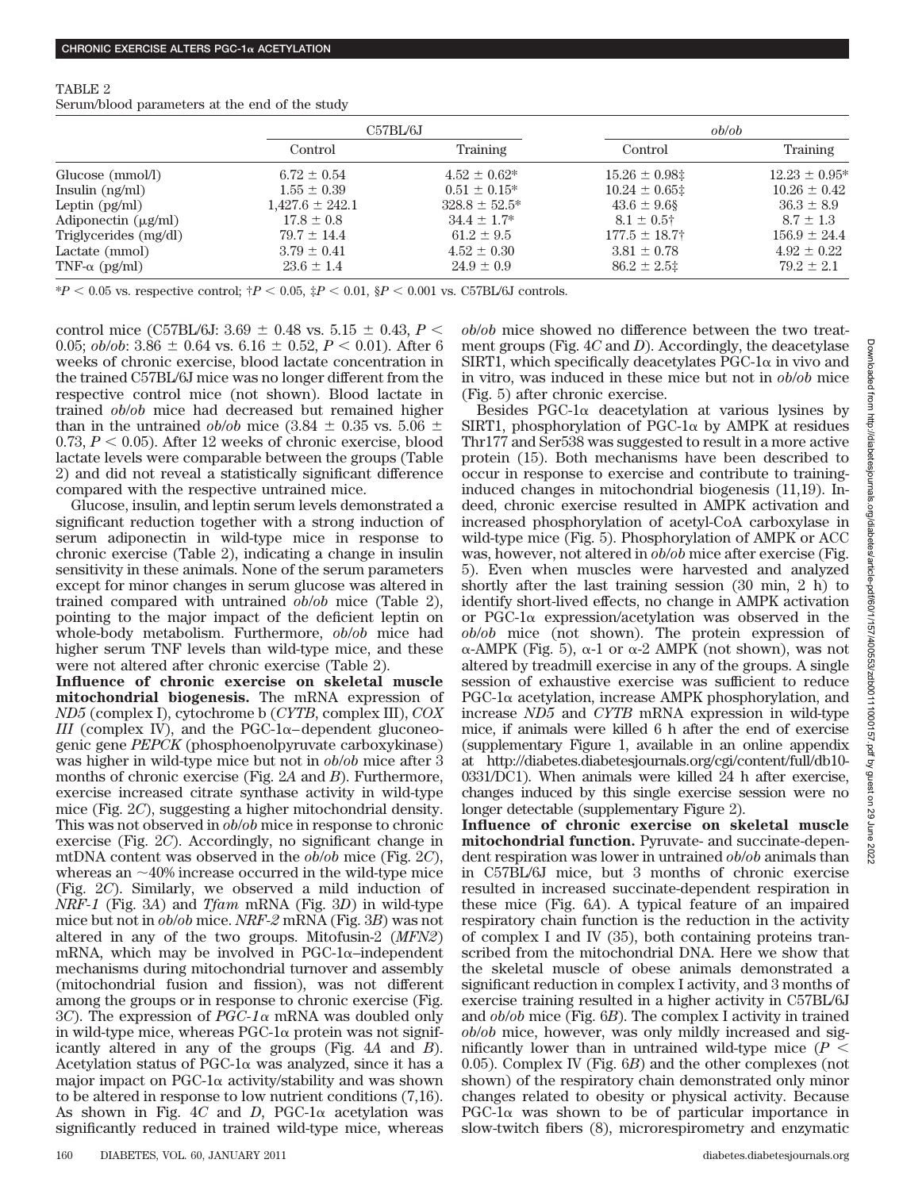TABLE 2
Serum/blood parameters at the end of the study

| | C57BL/6J | | *ob/ob* | |
|---|---|---|---|---|
| | Control | Training | Control | Training |
| Glucose (mmol/l) | 6.72 ± 0.54 | 4.52 ± 0.62* | 15.26 ± 0.98‡ | 12.23 ± 0.95* |
| Insulin (ng/ml) | 1.55 ± 0.39 | 0.51 ± 0.15* | 10.24 ± 0.65‡ | 10.26 ± 0.42 |
| Leptin (pg/ml) | 1,427.6 ± 242.1 | 328.8 ± 52.5* | 43.6 ± 9.6§ | 36.3 ± 8.9 |
| Adiponectin (μg/ml) | 17.8 ± 0.8 | 34.4 ± 1.7* | 8.1 ± 0.5† | 8.7 ± 1.3 |
| Triglycerides (mg/dl) | 79.7 ± 14.4 | 61.2 ± 9.5 | 177.5 ± 18.7† | 156.9 ± 24.4 |
| Lactate (mmol) | 3.79 ± 0.41 | 4.52 ± 0.30 | 3.81 ± 0.78 | 4.92 ± 0.22 |
| TNF-α (pg/ml) | 23.6 ± 1.4 | 24.9 ± 0.9 | 86.2 ± 2.5‡ | 79.2 ± 2.1 |

*$P < 0.05$ vs. respective control; †$P < 0.05$, ‡$P < 0.01$, §$P < 0.001$ vs. C57BL/6J controls.

control mice (C57BL/6J: 3.69 ± 0.48 vs. 5.15 ± 0.43, $P < 0.05$; *ob/ob*: 3.86 ± 0.64 vs. 6.16 ± 0.52, $P < 0.01$). After 6 weeks of chronic exercise, blood lactate concentration in the trained C57BL/6J mice was no longer different from the respective control mice (not shown). Blood lactate in trained *ob/ob* mice had decreased but remained higher than in the untrained *ob/ob* mice (3.84 ± 0.35 vs. 5.06 ± 0.73, $P < 0.05$). After 12 weeks of chronic exercise, blood lactate levels were comparable between the groups (Table 2) and did not reveal a statistically significant difference compared with the respective untrained mice.

Glucose, insulin, and leptin serum levels demonstrated a significant reduction together with a strong induction of serum adiponectin in wild-type mice in response to chronic exercise (Table 2), indicating a change in insulin sensitivity in these animals. None of the serum parameters except for minor changes in serum glucose was altered in trained compared with untrained *ob/ob* mice (Table 2), pointing to the major impact of the deficient leptin on whole-body metabolism. Furthermore, *ob/ob* mice had higher serum TNF levels than wild-type mice, and these were not altered after chronic exercise (Table 2).

**Influence of chronic exercise on skeletal muscle mitochondrial biogenesis.** The mRNA expression of *ND5* (complex I), cytochrome b (*CYTB*, complex III), *COX III* (complex IV), and the PGC-1α–dependent gluconeogenic gene *PEPCK* (phosphoenolpyruvate carboxykinase) was higher in wild-type mice but not in *ob/ob* mice after 3 months of chronic exercise (Fig. 2*A* and *B*). Furthermore, exercise increased citrate synthase activity in wild-type mice (Fig. 2*C*), suggesting a higher mitochondrial density. This was not observed in *ob/ob* mice in response to chronic exercise (Fig. 2*C*). Accordingly, no significant change in mtDNA content was observed in the *ob/ob* mice (Fig. 2*C*), whereas an ~40% increase occurred in the wild-type mice (Fig. 2*C*). Similarly, we observed a mild induction of *NRF-1* (Fig. 3*A*) and *Tfam* mRNA (Fig. 3*D*) in wild-type mice but not in *ob/ob* mice. *NRF-2* mRNA (Fig. 3*B*) was not altered in any of the two groups. Mitofusin-2 (*MFN2*) mRNA, which may be involved in PGC-1α–independent mechanisms during mitochondrial turnover and assembly (mitochondrial fusion and fission), was not different among the groups or in response to chronic exercise (Fig. 3*C*). The expression of *PGC-1α* mRNA was doubled only in wild-type mice, whereas PGC-1α protein was not significantly altered in any of the groups (Fig. 4*A* and *B*). Acetylation status of PGC-1α was analyzed, since it has a major impact on PGC-1α activity/stability and was shown to be altered in response to low nutrient conditions (7,16). As shown in Fig. 4*C* and *D*, PGC-1α acetylation was significantly reduced in trained wild-type mice, whereas *ob/ob* mice showed no difference between the two treatment groups (Fig. 4*C* and *D*). Accordingly, the deacetylase SIRT1, which specifically deacetylates PGC-1α in vivo and in vitro, was induced in these mice but not in *ob/ob* mice (Fig. 5) after chronic exercise.

Besides PGC-1α deacetylation at various lysines by SIRT1, phosphorylation of PGC-1α by AMPK at residues Thr177 and Ser538 was suggested to result in a more active protein (15). Both mechanisms have been described to occur in response to exercise and contribute to training-induced changes in mitochondrial biogenesis (11,19). Indeed, chronic exercise resulted in AMPK activation and increased phosphorylation of acetyl-CoA carboxylase in wild-type mice (Fig. 5). Phosphorylation of AMPK or ACC was, however, not altered in *ob/ob* mice after exercise (Fig. 5). Even when muscles were harvested and analyzed shortly after the last training session (30 min, 2 h) to identify short-lived effects, no change in AMPK activation or PGC-1α expression/acetylation was observed in the *ob/ob* mice (not shown). The protein expression of α-AMPK (Fig. 5), α-1 or α-2 AMPK (not shown), was not altered by treadmill exercise in any of the groups. A single session of exhaustive exercise was sufficient to reduce PGC-1α acetylation, increase AMPK phosphorylation, and increase *ND5* and *CYTB* mRNA expression in wild-type mice, if animals were killed 6 h after the end of exercise (supplementary Figure 1, available in an online appendix at http://diabetes.diabetesjournals.org/cgi/content/full/db10-0331/DC1). When animals were killed 24 h after exercise, changes induced by this single exercise session were no longer detectable (supplementary Figure 2).

**Influence of chronic exercise on skeletal muscle mitochondrial function.** Pyruvate- and succinate-dependent respiration was lower in untrained *ob/ob* animals than in C57BL/6J mice, but 3 months of chronic exercise resulted in increased succinate-dependent respiration in these mice (Fig. 6*A*). A typical feature of an impaired respiratory chain function is the reduction in the activity of complex I and IV (35), both containing proteins transcribed from the mitochondrial DNA. Here we show that the skeletal muscle of obese animals demonstrated a significant reduction in complex I activity, and 3 months of exercise training resulted in a higher activity in C57BL/6J and *ob/ob* mice (Fig. 6*B*). The complex I activity in trained *ob/ob* mice, however, was only mildly increased and significantly lower than in untrained wild-type mice ($P < 0.05$). Complex IV (Fig. 6*B*) and the other complexes (not shown) of the respiratory chain demonstrated only minor changes related to obesity or physical activity. Because PGC-1α was shown to be of particular importance in slow-twitch fibers (8), microrespirometry and enzymatic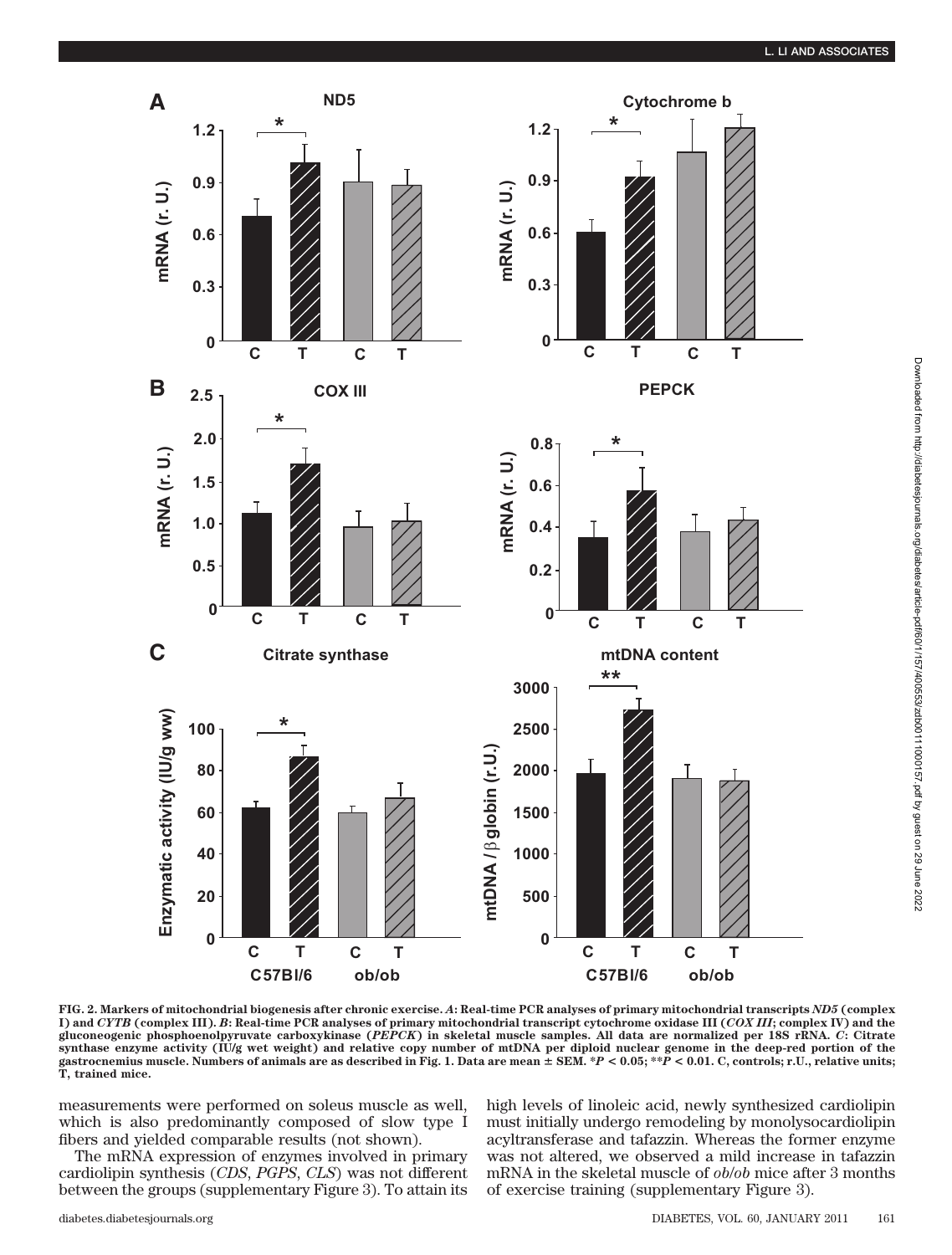**FIG. 2. Markers of mitochondrial biogenesis after chronic exercise.** ***A*****: Real-time PCR analyses of primary mitochondrial transcripts** ***ND5*** **(complex I) and** ***CYTB*** **(complex III).** ***B*****: Real-time PCR analyses of primary mitochondrial transcript cytochrome oxidase III (*****COX III*****; complex IV) and the gluconeogenic phosphoenolpyruvate carboxykinase (*****PEPCK*****) in skeletal muscle samples. All data are normalized per 18S rRNA.** ***C*****: Citrate synthase enzyme activity (IU/g wet weight) and relative copy number of mtDNA per diploid nuclear genome in the deep-red portion of the gastrocnemius muscle. Numbers of animals are as described in Fig. 1. Data are mean ± SEM. \****$P < 0.05$***; \*\****$P < 0.01$***. C, controls; r.U., relative units; T, trained mice.**

measurements were performed on soleus muscle as well, which is also predominantly composed of slow type I fibers and yielded comparable results (not shown).

The mRNA expression of enzymes involved in primary cardiolipin synthesis (*CDS*, *PGPS*, *CLS*) was not different between the groups (supplementary Figure 3). To attain its high levels of linoleic acid, newly synthesized cardiolipin must initially undergo remodeling by monolysocardiolipin acyltransferase and tafazzin. Whereas the former enzyme was not altered, we observed a mild increase in tafazzin mRNA in the skeletal muscle of *ob*/*ob* mice after 3 months of exercise training (supplementary Figure 3).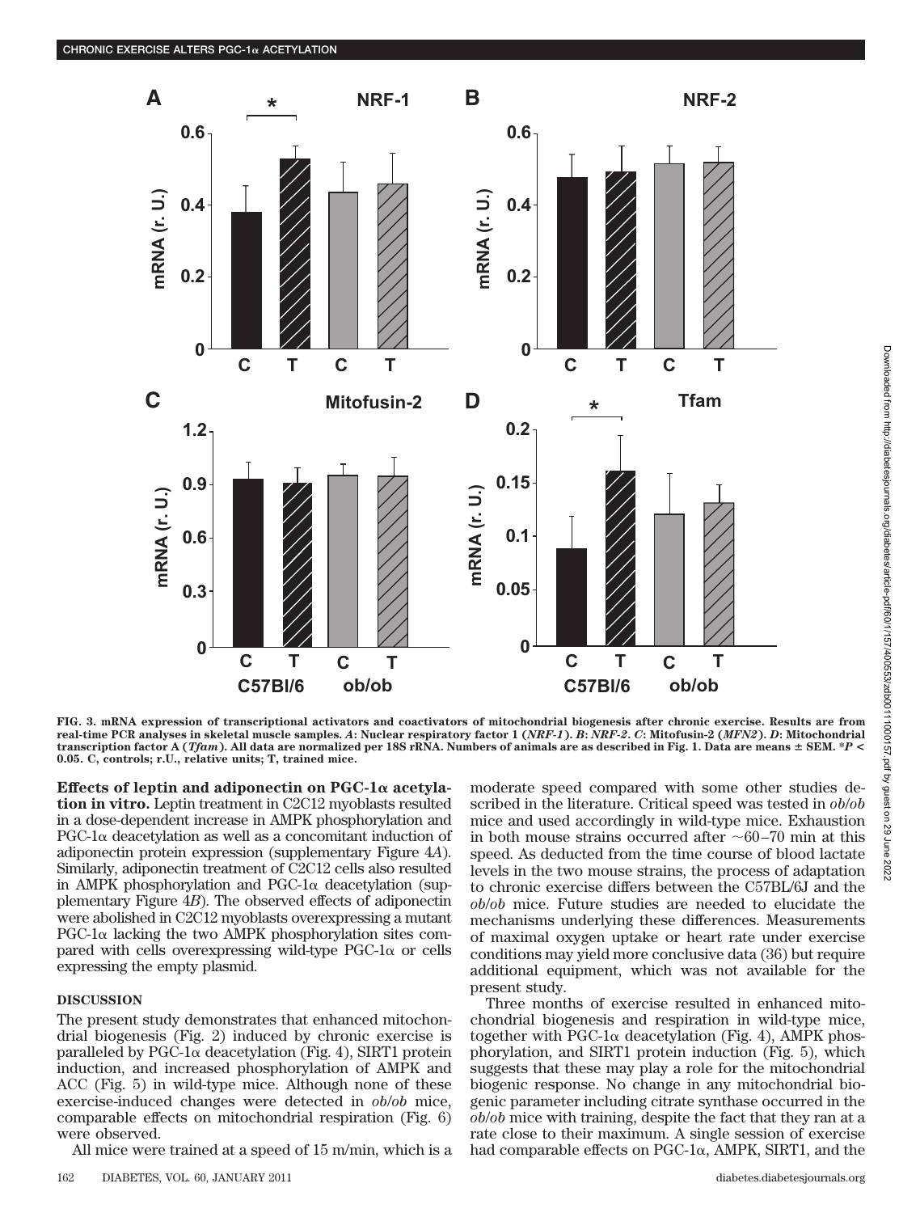FIG. 3. mRNA expression of transcriptional activators and coactivators of mitochondrial biogenesis after chronic exercise. Results are from real-time PCR analyses in skeletal muscle samples. *A*: Nuclear respiratory factor 1 (*NRF-1*). *B*: *NRF-2*. *C*: Mitofusin-2 (*MFN2*). *D*: Mitochondrial transcription factor A (*Tfam*). All data are normalized per 18S rRNA. Numbers of animals are as described in Fig. 1. Data are means ± SEM. *$P < 0.05$. C, controls; r.U., relative units; T, trained mice.

**Effects of leptin and adiponectin on PGC-1α acetylation in vitro.** Leptin treatment in C2C12 myoblasts resulted in a dose-dependent increase in AMPK phosphorylation and PGC-1α deacetylation as well as a concomitant induction of adiponectin protein expression (supplementary Figure 4*A*). Similarly, adiponectin treatment of C2C12 cells also resulted in AMPK phosphorylation and PGC-1α deacetylation (supplementary Figure 4*B*). The observed effects of adiponectin were abolished in C2C12 myoblasts overexpressing a mutant PGC-1α lacking the two AMPK phosphorylation sites compared with cells overexpressing wild-type PGC-1α or cells expressing the empty plasmid.

## DISCUSSION

The present study demonstrates that enhanced mitochondrial biogenesis (Fig. 2) induced by chronic exercise is paralleled by PGC-1α deacetylation (Fig. 4), SIRT1 protein induction, and increased phosphorylation of AMPK and ACC (Fig. 5) in wild-type mice. Although none of these exercise-induced changes were detected in *ob*/*ob* mice, comparable effects on mitochondrial respiration (Fig. 6) were observed.

All mice were trained at a speed of 15 m/min, which is a moderate speed compared with some other studies described in the literature. Critical speed was tested in *ob*/*ob* mice and used accordingly in wild-type mice. Exhaustion in both mouse strains occurred after ~60–70 min at this speed. As deducted from the time course of blood lactate levels in the two mouse strains, the process of adaptation to chronic exercise differs between the C57BL/6J and the *ob*/*ob* mice. Future studies are needed to elucidate the mechanisms underlying these differences. Measurements of maximal oxygen uptake or heart rate under exercise conditions may yield more conclusive data (36) but require additional equipment, which was not available for the present study.

Three months of exercise resulted in enhanced mitochondrial biogenesis and respiration in wild-type mice, together with PGC-1α deacetylation (Fig. 4), AMPK phosphorylation, and SIRT1 protein induction (Fig. 5), which suggests that these may play a role for the mitochondrial biogenic response. No change in any mitochondrial biogenic parameter including citrate synthase occurred in the *ob*/*ob* mice with training, despite the fact that they ran at a rate close to their maximum. A single session of exercise had comparable effects on PGC-1α, AMPK, SIRT1, and the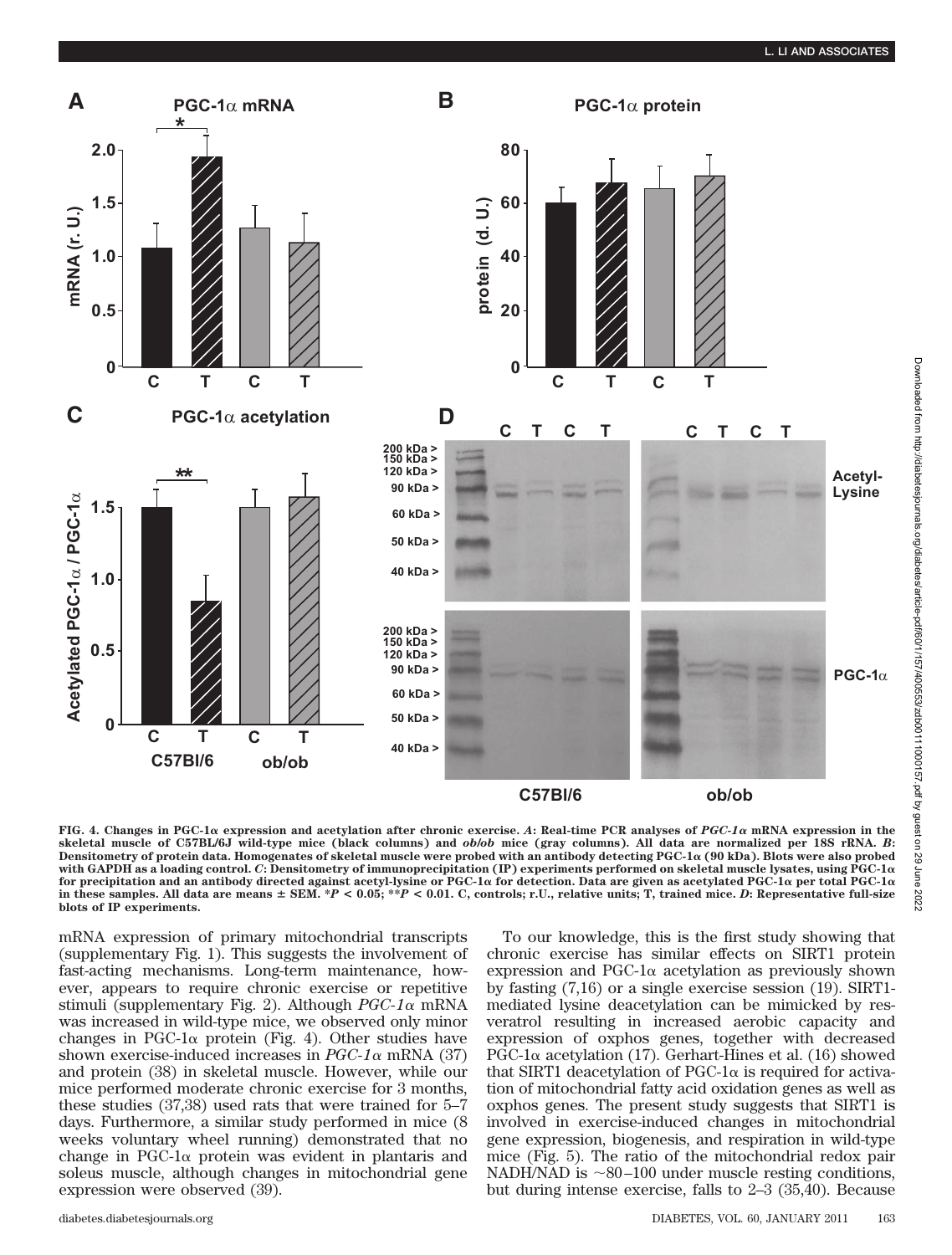FIG. 4. Changes in PGC-1α expression and acetylation after chronic exercise. *A*: Real-time PCR analyses of *PGC-1α* mRNA expression in the skeletal muscle of C57BL/6J wild-type mice (black columns) and *ob/ob* mice (gray columns). All data are normalized per 18S rRNA. *B*: Densitometry of protein data. Homogenates of skeletal muscle were probed with an antibody detecting PGC-1α (90 kDa). Blots were also probed with GAPDH as a loading control. *C*: Densitometry of immunoprecipitation (IP) experiments performed on skeletal muscle lysates, using PGC-1α for precipitation and an antibody directed against acetyl-lysine or PGC-1α for detection. Data are given as acetylated PGC-1α per total PGC-1α in these samples. All data are means ± SEM. \*$P < 0.05$; \*\*$P < 0.01$. C, controls; r.U., relative units; T, trained mice. *D*: Representative full-size blots of IP experiments.

mRNA expression of primary mitochondrial transcripts (supplementary Fig. 1). This suggests the involvement of fast-acting mechanisms. Long-term maintenance, however, appears to require chronic exercise or repetitive stimuli (supplementary Fig. 2). Although *PGC-1α* mRNA was increased in wild-type mice, we observed only minor changes in PGC-1α protein (Fig. 4). Other studies have shown exercise-induced increases in *PGC-1α* mRNA (37) and protein (38) in skeletal muscle. However, while our mice performed moderate chronic exercise for 3 months, these studies (37,38) used rats that were trained for 5–7 days. Furthermore, a similar study performed in mice (8 weeks voluntary wheel running) demonstrated that no change in PGC-1α protein was evident in plantaris and soleus muscle, although changes in mitochondrial gene expression were observed (39).

To our knowledge, this is the first study showing that chronic exercise has similar effects on SIRT1 protein expression and PGC-1α acetylation as previously shown by fasting (7,16) or a single exercise session (19). SIRT1-mediated lysine deacetylation can be mimicked by resveratrol resulting in increased aerobic capacity and expression of oxphos genes, together with decreased PGC-1α acetylation (17). Gerhart-Hines et al. (16) showed that SIRT1 deacetylation of PGC-1α is required for activation of mitochondrial fatty acid oxidation genes as well as oxphos genes. The present study suggests that SIRT1 is involved in exercise-induced changes in mitochondrial gene expression, biogenesis, and respiration in wild-type mice (Fig. 5). The ratio of the mitochondrial redox pair NADH/NAD is ~80–100 under muscle resting conditions, but during intense exercise, falls to 2–3 (35,40). Because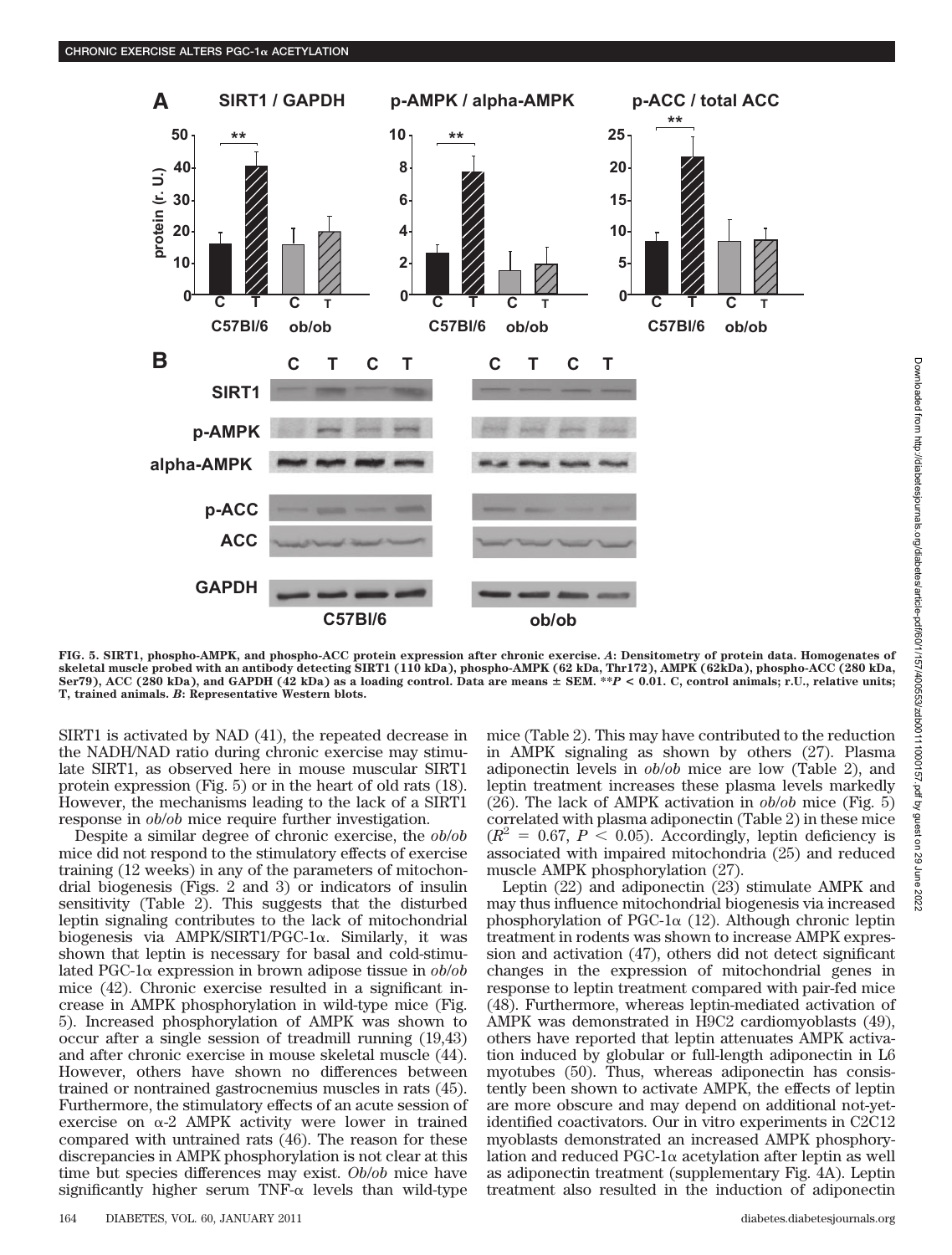FIG. 5. SIRT1, phospho-AMPK, and phospho-ACC protein expression after chronic exercise. *A*: Densitometry of protein data. Homogenates of skeletal muscle probed with an antibody detecting SIRT1 (110 kDa), phospho-AMPK (62 kDa, Thr172), AMPK (62kDa), phospho-ACC (280 kDa, Ser79), ACC (280 kDa), and GAPDH (42 kDa) as a loading control. Data are means ± SEM. ***P* < 0.01. C, control animals; r.U., relative units; T, trained animals. *B*: Representative Western blots.

SIRT1 is activated by NAD (41), the repeated decrease in the NADH/NAD ratio during chronic exercise may stimulate SIRT1, as observed here in mouse muscular SIRT1 protein expression (Fig. 5) or in the heart of old rats (18). However, the mechanisms leading to the lack of a SIRT1 response in *ob/ob* mice require further investigation.

Despite a similar degree of chronic exercise, the *ob/ob* mice did not respond to the stimulatory effects of exercise training (12 weeks) in any of the parameters of mitochondrial biogenesis (Figs. 2 and 3) or indicators of insulin sensitivity (Table 2). This suggests that the disturbed leptin signaling contributes to the lack of mitochondrial biogenesis via AMPK/SIRT1/PGC-1α. Similarly, it was shown that leptin is necessary for basal and cold-stimulated PGC-1α expression in brown adipose tissue in *ob/ob* mice (42). Chronic exercise resulted in a significant increase in AMPK phosphorylation in wild-type mice (Fig. 5). Increased phosphorylation of AMPK was shown to occur after a single session of treadmill running (19,43) and after chronic exercise in mouse skeletal muscle (44). However, others have shown no differences between trained or nontrained gastrocnemius muscles in rats (45). Furthermore, the stimulatory effects of an acute session of exercise on α-2 AMPK activity were lower in trained compared with untrained rats (46). The reason for these discrepancies in AMPK phosphorylation is not clear at this time but species differences may exist. *Ob/ob* mice have significantly higher serum TNF-α levels than wild-type mice (Table 2). This may have contributed to the reduction in AMPK signaling as shown by others (27). Plasma adiponectin levels in *ob/ob* mice are low (Table 2), and leptin treatment increases these plasma levels markedly (26). The lack of AMPK activation in *ob/ob* mice (Fig. 5) correlated with plasma adiponectin (Table 2) in these mice ($R^2$ = 0.67, $P < 0.05$). Accordingly, leptin deficiency is associated with impaired mitochondria (25) and reduced muscle AMPK phosphorylation (27).

Leptin (22) and adiponectin (23) stimulate AMPK and may thus influence mitochondrial biogenesis via increased phosphorylation of PGC-1α (12). Although chronic leptin treatment in rodents was shown to increase AMPK expression and activation (47), others did not detect significant changes in the expression of mitochondrial genes in response to leptin treatment compared with pair-fed mice (48). Furthermore, whereas leptin-mediated activation of AMPK was demonstrated in H9C2 cardiomyoblasts (49), others have reported that leptin attenuates AMPK activation induced by globular or full-length adiponectin in L6 myotubes (50). Thus, whereas adiponectin has consistently been shown to activate AMPK, the effects of leptin are more obscure and may depend on additional not-yet-identified coactivators. Our in vitro experiments in C2C12 myoblasts demonstrated an increased AMPK phosphorylation and reduced PGC-1α acetylation after leptin as well as adiponectin treatment (supplementary Fig. 4A). Leptin treatment also resulted in the induction of adiponectin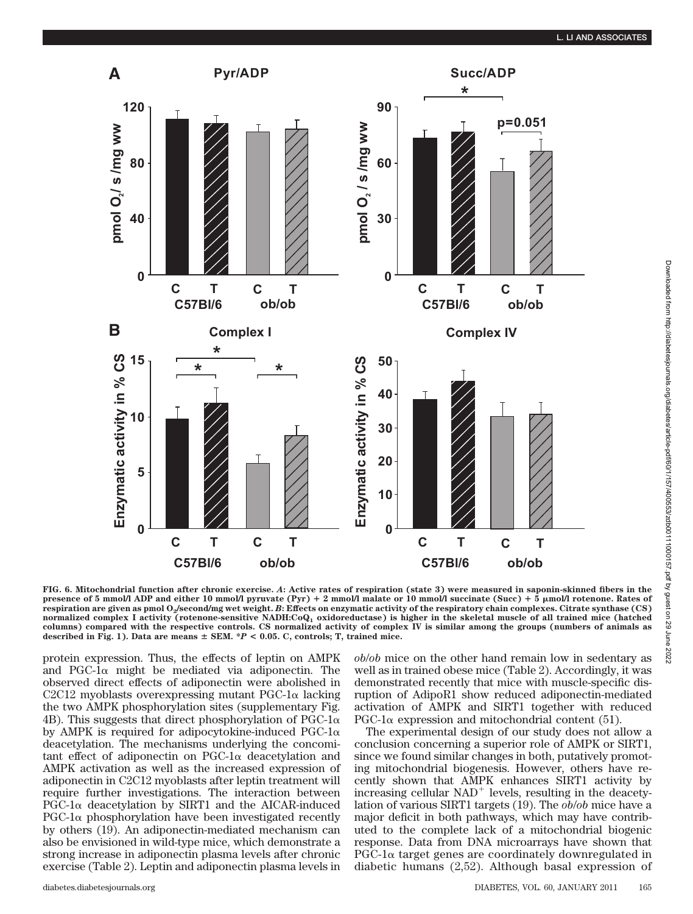FIG. 6. Mitochondrial function after chronic exercise. *A*: Active rates of respiration (state 3) were measured in saponin-skinned fibers in the presence of 5 mmol/l ADP and either 10 mmol/l pyruvate (Pyr) + 2 mmol/l malate or 10 mmol/l succinate (Succ) + 5 μmol/l rotenone. Rates of respiration are given as pmol $O_2$/second/mg wet weight. *B*: Effects on enzymatic activity of the respiratory chain complexes. Citrate synthase (CS) normalized complex I activity (rotenone-sensitive NADH:$CoQ_1$ oxidoreductase) is higher in the skeletal muscle of all trained mice (hatched columns) compared with the respective controls. CS normalized activity of complex IV is similar among the groups (numbers of animals as described in Fig. 1). Data are means ± SEM. *$P < 0.05$. C, controls; T, trained mice.

protein expression. Thus, the effects of leptin on AMPK and PGC-1α might be mediated via adiponectin. The observed direct effects of adiponectin were abolished in C2C12 myoblasts overexpressing mutant PGC-1α lacking the two AMPK phosphorylation sites (supplementary Fig. 4B). This suggests that direct phosphorylation of PGC-1α by AMPK is required for adipocytokine-induced PGC-1α deacetylation. The mechanisms underlying the concomitant effect of adiponectin on PGC-1α deacetylation and AMPK activation as well as the increased expression of adiponectin in C2C12 myoblasts after leptin treatment will require further investigations. The interaction between PGC-1α deacetylation by SIRT1 and the AICAR-induced PGC-1α phosphorylation have been investigated recently by others (19). An adiponectin-mediated mechanism can also be envisioned in wild-type mice, which demonstrate a strong increase in adiponectin plasma levels after chronic exercise (Table 2). Leptin and adiponectin plasma levels in *ob/ob* mice on the other hand remain low in sedentary as well as in trained obese mice (Table 2). Accordingly, it was demonstrated recently that mice with muscle-specific disruption of AdipoR1 show reduced adiponectin-mediated activation of AMPK and SIRT1 together with reduced PGC-1α expression and mitochondrial content (51).

The experimental design of our study does not allow a conclusion concerning a superior role of AMPK or SIRT1, since we found similar changes in both, putatively promoting mitochondrial biogenesis. However, others have recently shown that AMPK enhances SIRT1 activity by increasing cellular $NAD^+$ levels, resulting in the deacetylation of various SIRT1 targets (19). The *ob/ob* mice have a major deficit in both pathways, which may have contributed to the complete lack of a mitochondrial biogenic response. Data from DNA microarrays have shown that PGC-1α target genes are coordinately downregulated in diabetic humans (2,52). Although basal expression of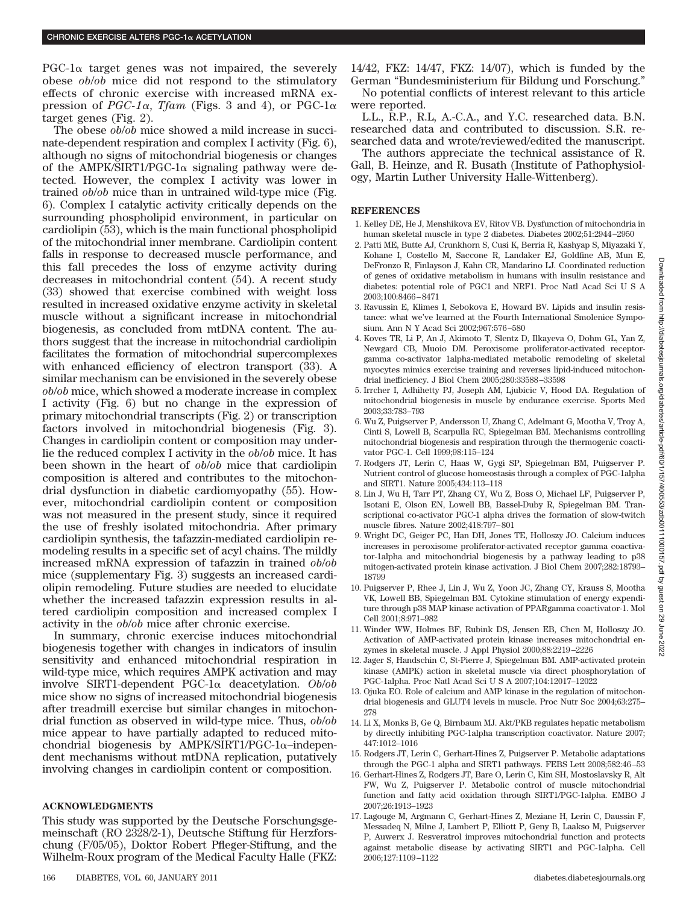PGC-1α target genes was not impaired, the severely obese *ob/ob* mice did not respond to the stimulatory effects of chronic exercise with increased mRNA expression of *PGC-1α*, *Tfam* (Figs. 3 and 4), or PGC-1α target genes (Fig. 2).

The obese *ob/ob* mice showed a mild increase in succinate-dependent respiration and complex I activity (Fig. 6), although no signs of mitochondrial biogenesis or changes of the AMPK/SIRT1/PGC-1α signaling pathway were detected. However, the complex I activity was lower in trained *ob/ob* mice than in untrained wild-type mice (Fig. 6). Complex I catalytic activity critically depends on the surrounding phospholipid environment, in particular on cardiolipin (53), which is the main functional phospholipid of the mitochondrial inner membrane. Cardiolipin content falls in response to decreased muscle performance, and this fall precedes the loss of enzyme activity during decreases in mitochondrial content (54). A recent study (33) showed that exercise combined with weight loss resulted in increased oxidative enzyme activity in skeletal muscle without a significant increase in mitochondrial biogenesis, as concluded from mtDNA content. The authors suggest that the increase in mitochondrial cardiolipin facilitates the formation of mitochondrial supercomplexes with enhanced efficiency of electron transport (33). A similar mechanism can be envisioned in the severely obese *ob/ob* mice, which showed a moderate increase in complex I activity (Fig. 6) but no change in the expression of primary mitochondrial transcripts (Fig. 2) or transcription factors involved in mitochondrial biogenesis (Fig. 3). Changes in cardiolipin content or composition may underlie the reduced complex I activity in the *ob/ob* mice. It has been shown in the heart of *ob/ob* mice that cardiolipin composition is altered and contributes to the mitochondrial dysfunction in diabetic cardiomyopathy (55). However, mitochondrial cardiolipin content or composition was not measured in the present study, since it required the use of freshly isolated mitochondria. After primary cardiolipin synthesis, the tafazzin-mediated cardiolipin remodeling results in a specific set of acyl chains. The mildly increased mRNA expression of tafazzin in trained *ob/ob* mice (supplementary Fig. 3) suggests an increased cardiolipin remodeling. Future studies are needed to elucidate whether the increased tafazzin expression results in altered cardiolipin composition and increased complex I activity in the *ob/ob* mice after chronic exercise.

In summary, chronic exercise induces mitochondrial biogenesis together with changes in indicators of insulin sensitivity and enhanced mitochondrial respiration in wild-type mice, which requires AMPK activation and may involve SIRT1-dependent PGC-1α deacetylation. *Ob/ob* mice show no signs of increased mitochondrial biogenesis after treadmill exercise but similar changes in mitochondrial function as observed in wild-type mice. Thus, *ob/ob* mice appear to have partially adapted to reduced mitochondrial biogenesis by AMPK/SIRT1/PGC-1α–independent mechanisms without mtDNA replication, putatively involving changes in cardiolipin content or composition.

## ACKNOWLEDGMENTS

This study was supported by the Deutsche Forschungsgemeinschaft (RO 2328/2-1), Deutsche Stiftung für Herzforschung (F/05/05), Doktor Robert Pfleger-Stiftung, and the Wilhelm-Roux program of the Medical Faculty Halle (FKZ: 14/42, FKZ: 14/47, FKZ: 14/07), which is funded by the German "Bundesministerium für Bildung und Forschung."

No potential conflicts of interest relevant to this article were reported.

L.L., R.P., R.L, A.-C.A., and Y.C. researched data. B.N. researched data and contributed to discussion. S.R. researched data and wrote/reviewed/edited the manuscript.

The authors appreciate the technical assistance of R. Gall, B. Heinze, and R. Busath (Institute of Pathophysiology, Martin Luther University Halle-Wittenberg).

## REFERENCES

1. Kelley DE, He J, Menshikova EV, Ritov VB. Dysfunction of mitochondria in human skeletal muscle in type 2 diabetes. Diabetes 2002;51:2944–2950
2. Patti ME, Butte AJ, Crunkhorn S, Cusi K, Berria R, Kashyap S, Miyazaki Y, Kohane I, Costello M, Saccone R, Landaker EJ, Goldfine AB, Mun E, DeFronzo R, Finlayson J, Kahn CR, Mandarino LJ. Coordinated reduction of genes of oxidative metabolism in humans with insulin resistance and diabetes: potential role of PGC1 and NRF1. Proc Natl Acad Sci U S A 2003;100:8466–8471
3. Ravussin E, Klimes I, Sebokova E, Howard BV. Lipids and insulin resistance: what we've learned at the Fourth International Smolenice Symposium. Ann N Y Acad Sci 2002;967:576–580
4. Koves TR, Li P, An J, Akimoto T, Slentz D, Ilkayeva O, Dohm GL, Yan Z, Newgard CB, Muoio DM. Peroxisome proliferator-activated receptor-gamma co-activator 1alpha-mediated metabolic remodeling of skeletal myocytes mimics exercise training and reverses lipid-induced mitochondrial inefficiency. J Biol Chem 2005;280:33588–33598
5. Irrcher I, Adhihetty PJ, Joseph AM, Ljubicic V, Hood DA. Regulation of mitochondrial biogenesis in muscle by endurance exercise. Sports Med 2003;33:783–793
6. Wu Z, Puigserver P, Andersson U, Zhang C, Adelmant G, Mootha V, Troy A, Cinti S, Lowell B, Scarpulla RC, Spiegelman BM. Mechanisms controlling mitochondrial biogenesis and respiration through the thermogenic coactivator PGC-1. Cell 1999;98:115–124
7. Rodgers JT, Lerin C, Haas W, Gygi SP, Spiegelman BM, Puigserver P. Nutrient control of glucose homeostasis through a complex of PGC-1alpha and SIRT1. Nature 2005;434:113–118
8. Lin J, Wu H, Tarr PT, Zhang CY, Wu Z, Boss O, Michael LF, Puigserver P, Isotani E, Olson EN, Lowell BB, Bassel-Duby R, Spiegelman BM. Transcriptional co-activator PGC-1 alpha drives the formation of slow-twitch muscle fibres. Nature 2002;418:797–801
9. Wright DC, Geiger PC, Han DH, Jones TE, Holloszy JO. Calcium induces increases in peroxisome proliferator-activated receptor gamma coactivator-1alpha and mitochondrial biogenesis by a pathway leading to p38 mitogen-activated protein kinase activation. J Biol Chem 2007;282:18793–18799
10. Puigserver P, Rhee J, Lin J, Wu Z, Yoon JC, Zhang CY, Krauss S, Mootha VK, Lowell BB, Spiegelman BM. Cytokine stimulation of energy expenditure through p38 MAP kinase activation of PPARgamma coactivator-1. Mol Cell 2001;8:971–982
11. Winder WW, Holmes BF, Rubink DS, Jensen EB, Chen M, Holloszy JO. Activation of AMP-activated protein kinase increases mitochondrial enzymes in skeletal muscle. J Appl Physiol 2000;88:2219–2226
12. Jager S, Handschin C, St-Pierre J, Spiegelman BM. AMP-activated protein kinase (AMPK) action in skeletal muscle via direct phosphorylation of PGC-1alpha. Proc Natl Acad Sci U S A 2007;104:12017–12022
13. Ojuka EO. Role of calcium and AMP kinase in the regulation of mitochondrial biogenesis and GLUT4 levels in muscle. Proc Nutr Soc 2004;63:275–278
14. Li X, Monks B, Ge Q, Birnbaum MJ. Akt/PKB regulates hepatic metabolism by directly inhibiting PGC-1alpha transcription coactivator. Nature 2007;447:1012–1016
15. Rodgers JT, Lerin C, Gerhart-Hines Z, Puigserver P. Metabolic adaptations through the PGC-1 alpha and SIRT1 pathways. FEBS Lett 2008;582:46–53
16. Gerhart-Hines Z, Rodgers JT, Bare O, Lerin C, Kim SH, Mostoslavsky R, Alt FW, Wu Z, Puigserver P. Metabolic control of muscle mitochondrial function and fatty acid oxidation through SIRT1/PGC-1alpha. EMBO J 2007;26:1913–1923
17. Lagouge M, Argmann C, Gerhart-Hines Z, Meziane H, Lerin C, Daussin F, Messadeq N, Milne J, Lambert P, Elliott P, Geny B, Laakso M, Puigserver P, Auwerx J. Resveratrol improves mitochondrial function and protects against metabolic disease by activating SIRT1 and PGC-1alpha. Cell 2006;127:1109–1122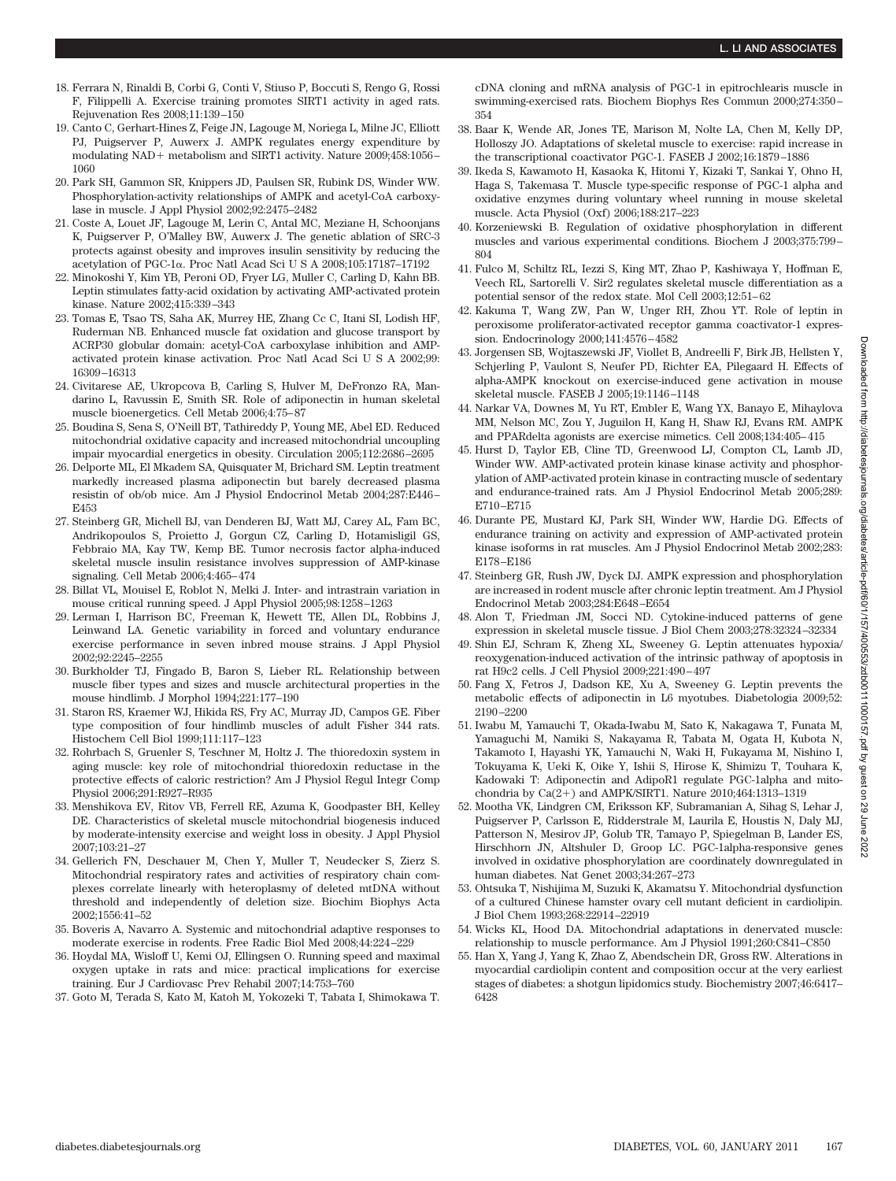18. Ferrara N, Rinaldi B, Corbi G, Conti V, Stiuso P, Boccuti S, Rengo G, Rossi F, Filippelli A. Exercise training promotes SIRT1 activity in aged rats. Rejuvenation Res 2008;11:139–150
19. Canto C, Gerhart-Hines Z, Feige JN, Lagouge M, Noriega L, Milne JC, Elliott PJ, Puigserver P, Auwerx J. AMPK regulates energy expenditure by modulating NAD+ metabolism and SIRT1 activity. Nature 2009;458:1056–1060
20. Park SH, Gammon SR, Knippers JD, Paulsen SR, Rubink DS, Winder WW. Phosphorylation-activity relationships of AMPK and acetyl-CoA carboxylase in muscle. J Appl Physiol 2002;92:2475–2482
21. Coste A, Louet JF, Lagouge M, Lerin C, Antal MC, Meziane H, Schoonjans K, Puigserver P, O'Malley BW, Auwerx J. The genetic ablation of SRC-3 protects against obesity and improves insulin sensitivity by reducing the acetylation of PGC-1α. Proc Natl Acad Sci U S A 2008;105:17187–17192
22. Minokoshi Y, Kim YB, Peroni OD, Fryer LG, Muller C, Carling D, Kahn BB. Leptin stimulates fatty-acid oxidation by activating AMP-activated protein kinase. Nature 2002;415:339–343
23. Tomas E, Tsao TS, Saha AK, Murrey HE, Zhang Cc C, Itani SI, Lodish HF, Ruderman NB. Enhanced muscle fat oxidation and glucose transport by ACRP30 globular domain: acetyl-CoA carboxylase inhibition and AMP-activated protein kinase activation. Proc Natl Acad Sci U S A 2002;99:16309–16313
24. Civitarese AE, Ukropcova B, Carling S, Hulver M, DeFronzo RA, Mandarino L, Ravussin E, Smith SR. Role of adiponectin in human skeletal muscle bioenergetics. Cell Metab 2006;4:75–87
25. Boudina S, Sena S, O'Neill BT, Tathireddy P, Young ME, Abel ED. Reduced mitochondrial oxidative capacity and increased mitochondrial uncoupling impair myocardial energetics in obesity. Circulation 2005;112:2686–2695
26. Delporte ML, El Mkadem SA, Quisquater M, Brichard SM. Leptin treatment markedly increased plasma adiponectin but barely decreased plasma resistin of ob/ob mice. Am J Physiol Endocrinol Metab 2004;287:E446–E453
27. Steinberg GR, Michell BJ, van Denderen BJ, Watt MJ, Carey AL, Fam BC, Andrikopoulos S, Proietto J, Gorgun CZ, Carling D, Hotamisligil GS, Febbraio MA, Kay TW, Kemp BE. Tumor necrosis factor alpha-induced skeletal muscle insulin resistance involves suppression of AMP-kinase signaling. Cell Metab 2006;4:465–474
28. Billat VL, Mouisel E, Roblot N, Melki J. Inter- and intrastrain variation in mouse critical running speed. J Appl Physiol 2005;98:1258–1263
29. Lerman I, Harrison BC, Freeman K, Hewett TE, Allen DL, Robbins J, Leinwand LA. Genetic variability in forced and voluntary endurance exercise performance in seven inbred mouse strains. J Appl Physiol 2002;92:2245–2255
30. Burkholder TJ, Fingado B, Baron S, Lieber RL. Relationship between muscle fiber types and sizes and muscle architectural properties in the mouse hindlimb. J Morphol 1994;221:177–190
31. Staron RS, Kraemer WJ, Hikida RS, Fry AC, Murray JD, Campos GE. Fiber type composition of four hindlimb muscles of adult Fisher 344 rats. Histochem Cell Biol 1999;111:117–123
32. Rohrbach S, Gruenler S, Teschner M, Holtz J. The thioredoxin system in aging muscle: key role of mitochondrial thioredoxin reductase in the protective effects of caloric restriction? Am J Physiol Regul Integr Comp Physiol 2006;291:R927–R935
33. Menshikova EV, Ritov VB, Ferrell RE, Azuma K, Goodpaster BH, Kelley DE. Characteristics of skeletal muscle mitochondrial biogenesis induced by moderate-intensity exercise and weight loss in obesity. J Appl Physiol 2007;103:21–27
34. Gellerich FN, Deschauer M, Chen Y, Muller T, Neudecker S, Zierz S. Mitochondrial respiratory rates and activities of respiratory chain complexes correlate linearly with heteroplasmy of deleted mtDNA without threshold and independently of deletion size. Biochim Biophys Acta 2002;1556:41–52
35. Boveris A, Navarro A. Systemic and mitochondrial adaptive responses to moderate exercise in rodents. Free Radic Biol Med 2008;44:224–229
36. Hoydal MA, Wisloff U, Kemi OJ, Ellingsen O. Running speed and maximal oxygen uptake in rats and mice: practical implications for exercise training. Eur J Cardiovasc Prev Rehabil 2007;14:753–760
37. Goto M, Terada S, Kato M, Katoh M, Yokozeki T, Tabata I, Shimokawa T. cDNA cloning and mRNA analysis of PGC-1 in epitrochlearis muscle in swimming-exercised rats. Biochem Biophys Res Commun 2000;274:350–354
38. Baar K, Wende AR, Jones TE, Marison M, Nolte LA, Chen M, Kelly DP, Holloszy JO. Adaptations of skeletal muscle to exercise: rapid increase in the transcriptional coactivator PGC-1. FASEB J 2002;16:1879–1886
39. Ikeda S, Kawamoto H, Kasaoka K, Hitomi Y, Kizaki T, Sankai Y, Ohno H, Haga S, Takemasa T. Muscle type-specific response of PGC-1 alpha and oxidative enzymes during voluntary wheel running in mouse skeletal muscle. Acta Physiol (Oxf) 2006;188:217–223
40. Korzeniewski B. Regulation of oxidative phosphorylation in different muscles and various experimental conditions. Biochem J 2003;375:799–804
41. Fulco M, Schiltz RL, Iezzi S, King MT, Zhao P, Kashiwaya Y, Hoffman E, Veech RL, Sartorelli V. Sir2 regulates skeletal muscle differentiation as a potential sensor of the redox state. Mol Cell 2003;12:51–62
42. Kakuma T, Wang ZW, Pan W, Unger RH, Zhou YT. Role of leptin in peroxisome proliferator-activated receptor gamma coactivator-1 expression. Endocrinology 2000;141:4576–4582
43. Jorgensen SB, Wojtaszewski JF, Viollet B, Andreelli F, Birk JB, Hellsten Y, Schjerling P, Vaulont S, Neufer PD, Richter EA, Pilegaard H. Effects of alpha-AMPK knockout on exercise-induced gene activation in mouse skeletal muscle. FASEB J 2005;19:1146–1148
44. Narkar VA, Downes M, Yu RT, Embler E, Wang YX, Banayo E, Mihaylova MM, Nelson MC, Zou Y, Juguilon H, Kang H, Shaw RJ, Evans RM. AMPK and PPARdelta agonists are exercise mimetics. Cell 2008;134:405–415
45. Hurst D, Taylor EB, Cline TD, Greenwood LJ, Compton CL, Lamb JD, Winder WW. AMP-activated protein kinase kinase activity and phosphorylation of AMP-activated protein kinase in contracting muscle of sedentary and endurance-trained rats. Am J Physiol Endocrinol Metab 2005;289:E710–E715
46. Durante PE, Mustard KJ, Park SH, Winder WW, Hardie DG. Effects of endurance training on activity and expression of AMP-activated protein kinase isoforms in rat muscles. Am J Physiol Endocrinol Metab 2002;283:E178–E186
47. Steinberg GR, Rush JW, Dyck DJ. AMPK expression and phosphorylation are increased in rodent muscle after chronic leptin treatment. Am J Physiol Endocrinol Metab 2003;284:E648–E654
48. Alon T, Friedman JM, Socci ND. Cytokine-induced patterns of gene expression in skeletal muscle tissue. J Biol Chem 2003;278:32324–32334
49. Shin EJ, Schram K, Zheng XL, Sweeney G. Leptin attenuates hypoxia/reoxygenation-induced activation of the intrinsic pathway of apoptosis in rat H9c2 cells. J Cell Physiol 2009;221:490–497
50. Fang X, Fetros J, Dadson KE, Xu A, Sweeney G. Leptin prevents the metabolic effects of adiponectin in L6 myotubes. Diabetologia 2009;52:2190–2200
51. Iwabu M, Yamauchi T, Okada-Iwabu M, Sato K, Nakagawa T, Funata M, Yamaguchi M, Namiki S, Nakayama R, Tabata M, Ogata H, Kubota N, Takamoto I, Hayashi YK, Yamauchi N, Waki H, Fukayama M, Nishino I, Tokuyama K, Ueki K, Oike Y, Ishii S, Hirose K, Shimizu T, Touhara K, Kadowaki T: Adiponectin and AdipoR1 regulate PGC-1alpha and mitochondria by Ca(2+) and AMPK/SIRT1. Nature 2010;464:1313–1319
52. Mootha VK, Lindgren CM, Eriksson KF, Subramanian A, Sihag S, Lehar J, Puigserver P, Carlsson E, Ridderstrale M, Laurila E, Houstis N, Daly MJ, Patterson N, Mesirov JP, Golub TR, Tamayo P, Spiegelman B, Lander ES, Hirschhorn JN, Altshuler D, Groop LC. PGC-1alpha-responsive genes involved in oxidative phosphorylation are coordinately downregulated in human diabetes. Nat Genet 2003;34:267–273
53. Ohtsuka T, Nishijima M, Suzuki K, Akamatsu Y. Mitochondrial dysfunction of a cultured Chinese hamster ovary cell mutant deficient in cardiolipin. J Biol Chem 1993;268:22914–22919
54. Wicks KL, Hood DA. Mitochondrial adaptations in denervated muscle: relationship to muscle performance. Am J Physiol 1991;260:C841–C850
55. Han X, Yang J, Yang K, Zhao Z, Abendschein DR, Gross RW. Alterations in myocardial cardiolipin content and composition occur at the very earliest stages of diabetes: a shotgun lipidomics study. Biochemistry 2007;46:6417–6428